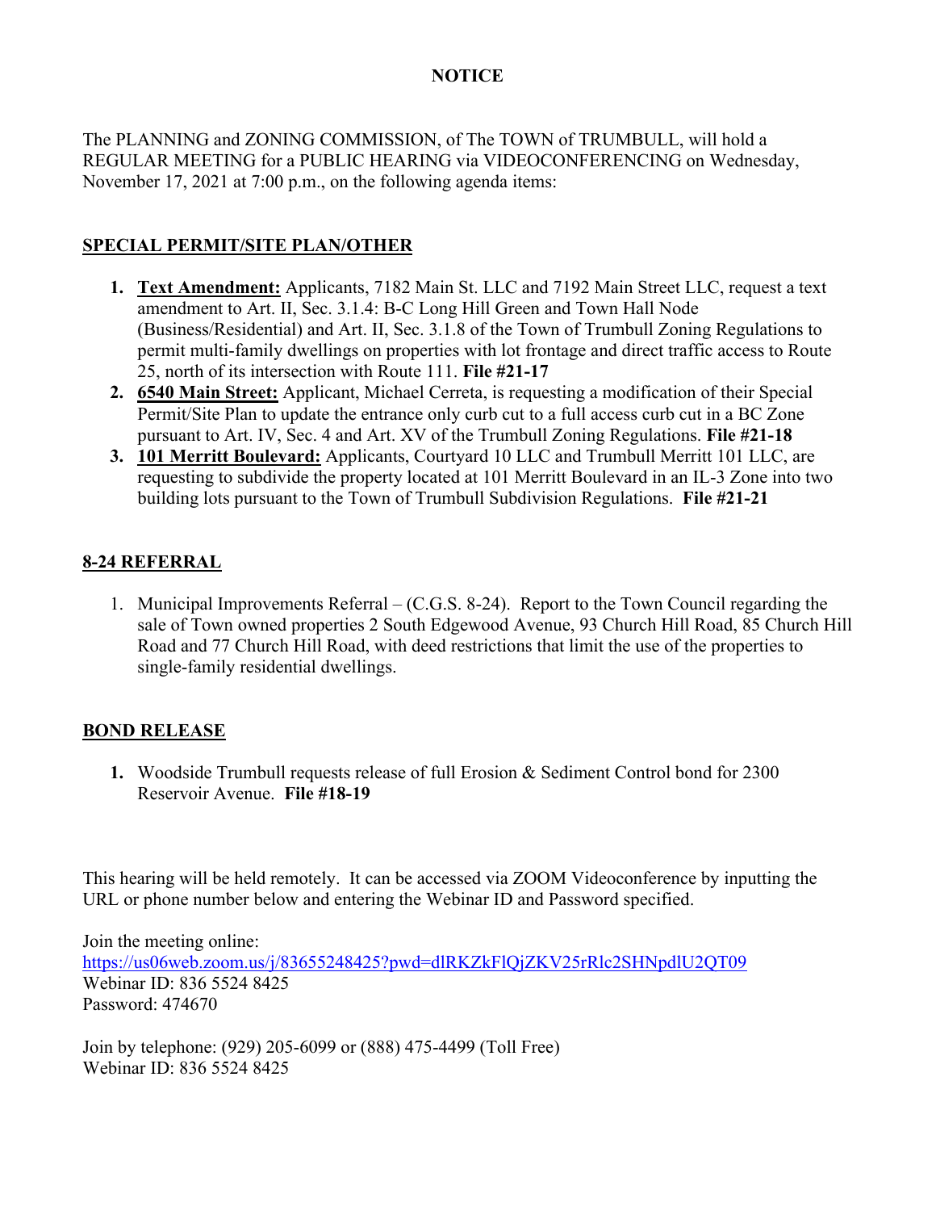# NOTICE

The PLANNING and ZONING COMMISSION, of The TOWN of TRUMBULL, will hold a REGULAR MEETING for a PUBLIC HEARING via VIDEOCONFERENCING on Wednesday, November 17, 2021 at 7:00 p.m., on the following agenda items:

## SPECIAL PERMIT/SITE PLAN/OTHER

1. **Text Amendment:** Applicants, 7182 Main St. LLC and 7192 Main Street LLC, request a text amendment to Art. II, Sec. 3.1.4: B-C Long Hill Green and Town Hall Node (Business/Residential) and Art. II, Sec. 3.1.8 of the Town of Trumbull Zoning Regulations to permit multi-family dwellings on properties with lot frontage and direct traffic access to Route 25, north of its intersection with Route 111. **File #21-17**
2. **6540 Main Street:** Applicant, Michael Cerreta, is requesting a modification of their Special Permit/Site Plan to update the entrance only curb cut to a full access curb cut in a BC Zone pursuant to Art. IV, Sec. 4 and Art. XV of the Trumbull Zoning Regulations. **File #21-18**
3. **101 Merritt Boulevard:** Applicants, Courtyard 10 LLC and Trumbull Merritt 101 LLC, are requesting to subdivide the property located at 101 Merritt Boulevard in an IL-3 Zone into two building lots pursuant to the Town of Trumbull Subdivision Regulations. **File #21-21**

## 8-24 REFERRAL

1. Municipal Improvements Referral – (C.G.S. 8-24). Report to the Town Council regarding the sale of Town owned properties 2 South Edgewood Avenue, 93 Church Hill Road, 85 Church Hill Road and 77 Church Hill Road, with deed restrictions that limit the use of the properties to single-family residential dwellings.

## BOND RELEASE

1. Woodside Trumbull requests release of full Erosion & Sediment Control bond for 2300 Reservoir Avenue. **File #18-19**

This hearing will be held remotely. It can be accessed via ZOOM Videoconference by inputting the URL or phone number below and entering the Webinar ID and Password specified.

Join the meeting online:
https://us06web.zoom.us/j/83655248425?pwd=dlRKZkFlQjZKV25rRlc2SHNpdlU2QT09
Webinar ID: 836 5524 8425
Password: 474670

Join by telephone: (929) 205-6099 or (888) 475-4499 (Toll Free)
Webinar ID: 836 5524 8425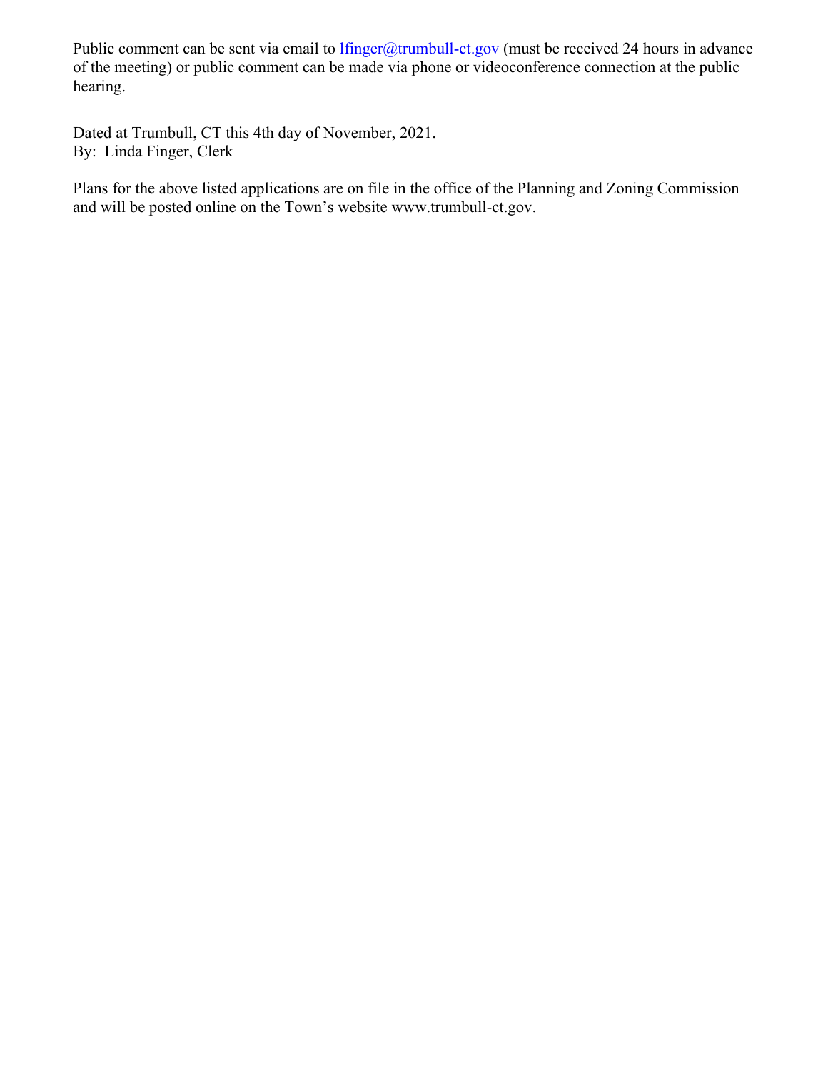Public comment can be sent via email to lfinger@trumbull-ct.gov (must be received 24 hours in advance of the meeting) or public comment can be made via phone or videoconference connection at the public hearing.

Dated at Trumbull, CT this 4th day of November, 2021.
By: Linda Finger, Clerk

Plans for the above listed applications are on file in the office of the Planning and Zoning Commission and will be posted online on the Town's website www.trumbull-ct.gov.